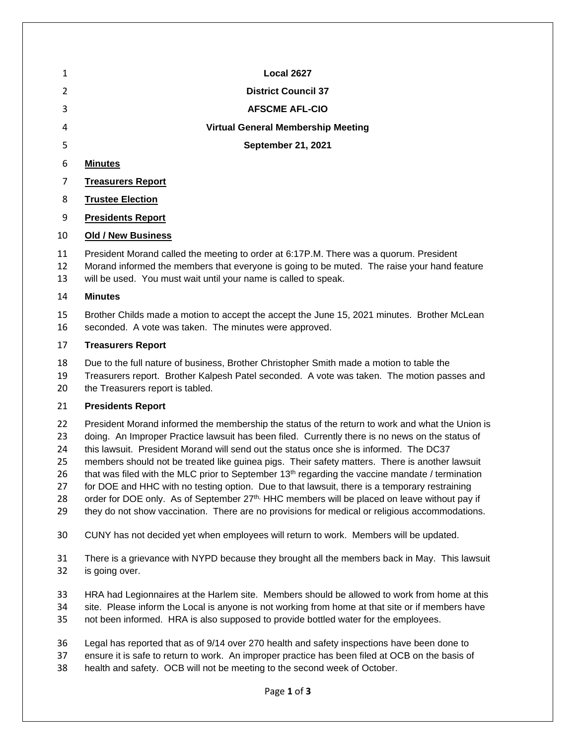**Local 2627**

**District Council 37**

**AFSCME AFL-CIO**

**Virtual General Membership Meeting**

**September 21, 2021**

**Minutes**

**Treasurers Report**

**Trustee Election**

**Presidents Report**

**Old / New Business**

President Morand called the meeting to order at 6:17P.M. There was a quorum. President Morand informed the members that everyone is going to be muted. The raise your hand feature will be used. You must wait until your name is called to speak.

**Minutes**

Brother Childs made a motion to accept the accept the June 15, 2021 minutes. Brother McLean seconded. A vote was taken. The minutes were approved.

**Treasurers Report**

Due to the full nature of business, Brother Christopher Smith made a motion to table the Treasurers report. Brother Kalpesh Patel seconded. A vote was taken. The motion passes and the Treasurers report is tabled.

**Presidents Report**

President Morand informed the membership the status of the return to work and what the Union is doing. An Improper Practice lawsuit has been filed. Currently there is no news on the status of this lawsuit. President Morand will send out the status once she is informed. The DC37 members should not be treated like guinea pigs. Their safety matters. There is another lawsuit that was filed with the MLC prior to September 13th regarding the vaccine mandate / termination for DOE and HHC with no testing option. Due to that lawsuit, there is a temporary restraining order for DOE only. As of September 27th, HHC members will be placed on leave without pay if they do not show vaccination. There are no provisions for medical or religious accommodations.

CUNY has not decided yet when employees will return to work. Members will be updated.

There is a grievance with NYPD because they brought all the members back in May. This lawsuit is going over.

HRA had Legionnaires at the Harlem site. Members should be allowed to work from home at this site. Please inform the Local is anyone is not working from home at that site or if members have not been informed. HRA is also supposed to provide bottled water for the employees.

Legal has reported that as of 9/14 over 270 health and safety inspections have been done to ensure it is safe to return to work. An improper practice has been filed at OCB on the basis of health and safety. OCB will not be meeting to the second week of October.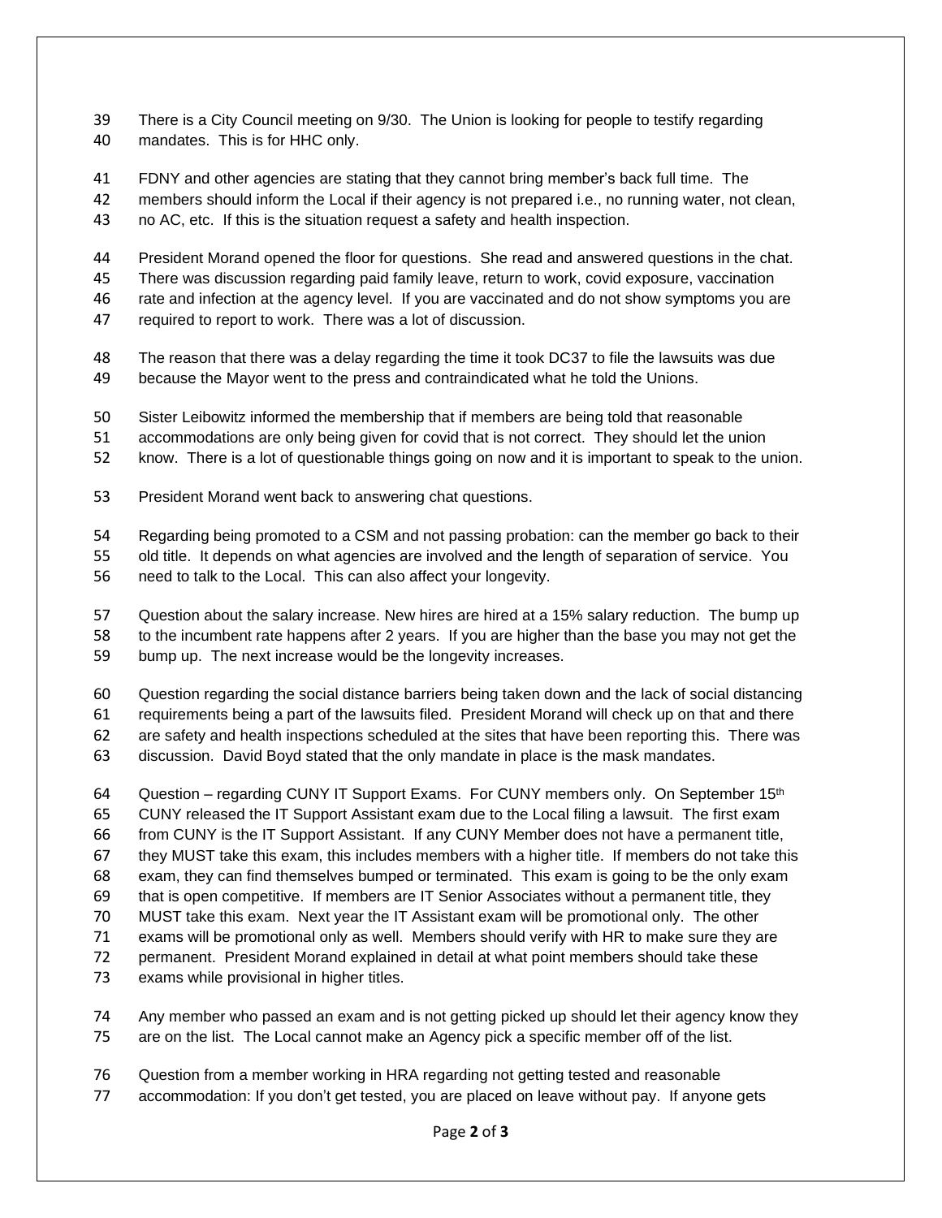There is a City Council meeting on 9/30. The Union is looking for people to testify regarding mandates. This is for HHC only.

FDNY and other agencies are stating that they cannot bring member's back full time. The members should inform the Local if their agency is not prepared i.e., no running water, not clean, no AC, etc. If this is the situation request a safety and health inspection.

President Morand opened the floor for questions. She read and answered questions in the chat. There was discussion regarding paid family leave, return to work, covid exposure, vaccination rate and infection at the agency level. If you are vaccinated and do not show symptoms you are required to report to work. There was a lot of discussion.

The reason that there was a delay regarding the time it took DC37 to file the lawsuits was due because the Mayor went to the press and contraindicated what he told the Unions.

Sister Leibowitz informed the membership that if members are being told that reasonable accommodations are only being given for covid that is not correct. They should let the union know. There is a lot of questionable things going on now and it is important to speak to the union.

President Morand went back to answering chat questions.

Regarding being promoted to a CSM and not passing probation: can the member go back to their old title. It depends on what agencies are involved and the length of separation of service. You need to talk to the Local. This can also affect your longevity.

Question about the salary increase. New hires are hired at a 15% salary reduction. The bump up to the incumbent rate happens after 2 years. If you are higher than the base you may not get the bump up. The next increase would be the longevity increases.

Question regarding the social distance barriers being taken down and the lack of social distancing requirements being a part of the lawsuits filed. President Morand will check up on that and there are safety and health inspections scheduled at the sites that have been reporting this. There was discussion. David Boyd stated that the only mandate in place is the mask mandates.

Question – regarding CUNY IT Support Exams. For CUNY members only. On September 15th CUNY released the IT Support Assistant exam due to the Local filing a lawsuit. The first exam from CUNY is the IT Support Assistant. If any CUNY Member does not have a permanent title, they MUST take this exam, this includes members with a higher title. If members do not take this exam, they can find themselves bumped or terminated. This exam is going to be the only exam that is open competitive. If members are IT Senior Associates without a permanent title, they MUST take this exam. Next year the IT Assistant exam will be promotional only. The other exams will be promotional only as well. Members should verify with HR to make sure they are permanent. President Morand explained in detail at what point members should take these exams while provisional in higher titles.

Any member who passed an exam and is not getting picked up should let their agency know they are on the list. The Local cannot make an Agency pick a specific member off of the list.

Question from a member working in HRA regarding not getting tested and reasonable accommodation: If you don't get tested, you are placed on leave without pay. If anyone gets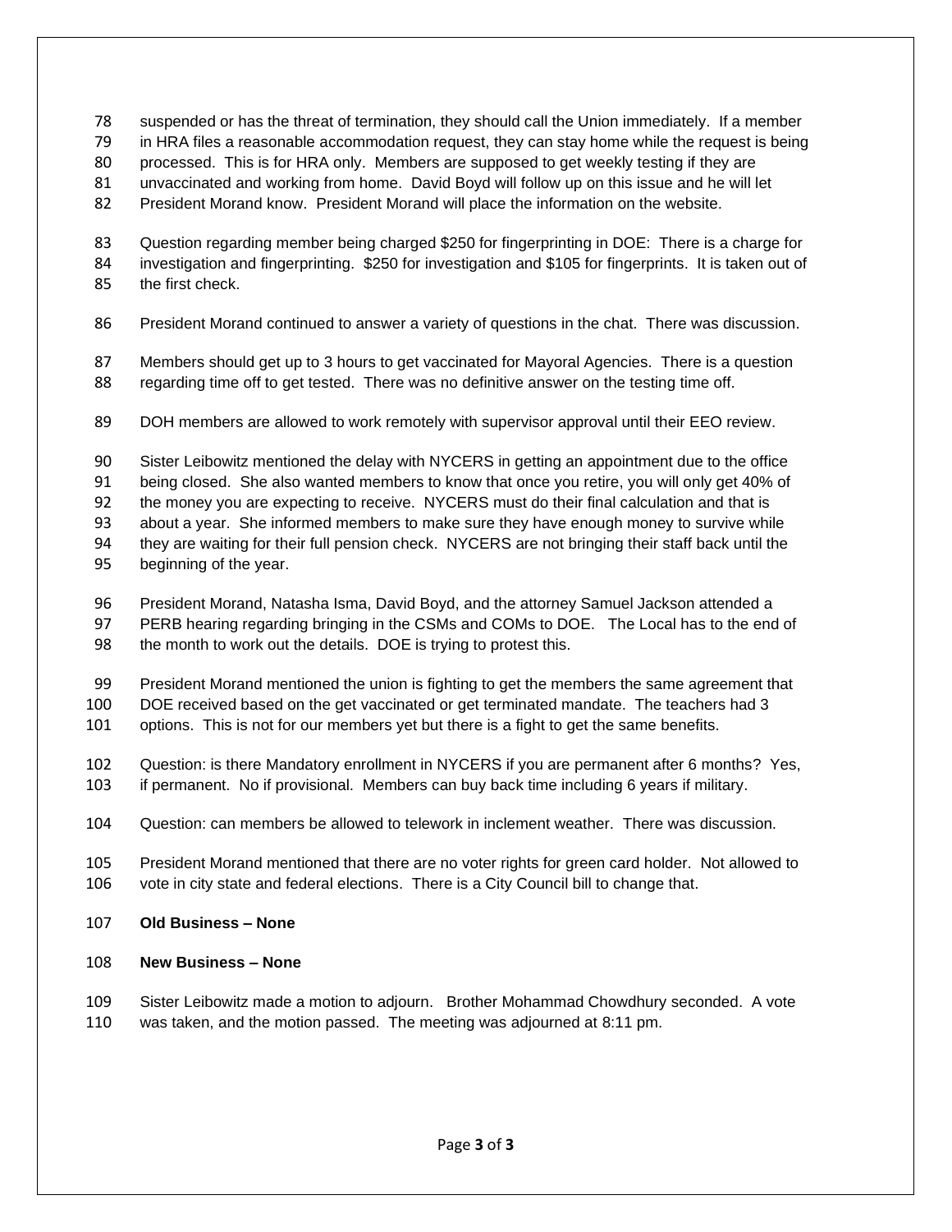suspended or has the threat of termination, they should call the Union immediately. If a member in HRA files a reasonable accommodation request, they can stay home while the request is being processed. This is for HRA only. Members are supposed to get weekly testing if they are unvaccinated and working from home. David Boyd will follow up on this issue and he will let President Morand know. President Morand will place the information on the website.

Question regarding member being charged $250 for fingerprinting in DOE: There is a charge for investigation and fingerprinting. $250 for investigation and $105 for fingerprints. It is taken out of the first check.

President Morand continued to answer a variety of questions in the chat. There was discussion.

Members should get up to 3 hours to get vaccinated for Mayoral Agencies. There is a question regarding time off to get tested. There was no definitive answer on the testing time off.

DOH members are allowed to work remotely with supervisor approval until their EEO review.

Sister Leibowitz mentioned the delay with NYCERS in getting an appointment due to the office being closed. She also wanted members to know that once you retire, you will only get 40% of the money you are expecting to receive. NYCERS must do their final calculation and that is about a year. She informed members to make sure they have enough money to survive while they are waiting for their full pension check. NYCERS are not bringing their staff back until the beginning of the year.

President Morand, Natasha Isma, David Boyd, and the attorney Samuel Jackson attended a PERB hearing regarding bringing in the CSMs and COMs to DOE. The Local has to the end of the month to work out the details. DOE is trying to protest this.

President Morand mentioned the union is fighting to get the members the same agreement that DOE received based on the get vaccinated or get terminated mandate. The teachers had 3 options. This is not for our members yet but there is a fight to get the same benefits.

Question: is there Mandatory enrollment in NYCERS if you are permanent after 6 months? Yes, if permanent. No if provisional. Members can buy back time including 6 years if military.

Question: can members be allowed to telework in inclement weather. There was discussion.

President Morand mentioned that there are no voter rights for green card holder. Not allowed to vote in city state and federal elections. There is a City Council bill to change that.

**Old Business – None**

**New Business – None**

Sister Leibowitz made a motion to adjourn. Brother Mohammad Chowdhury seconded. A vote was taken, and the motion passed. The meeting was adjourned at 8:11 pm.